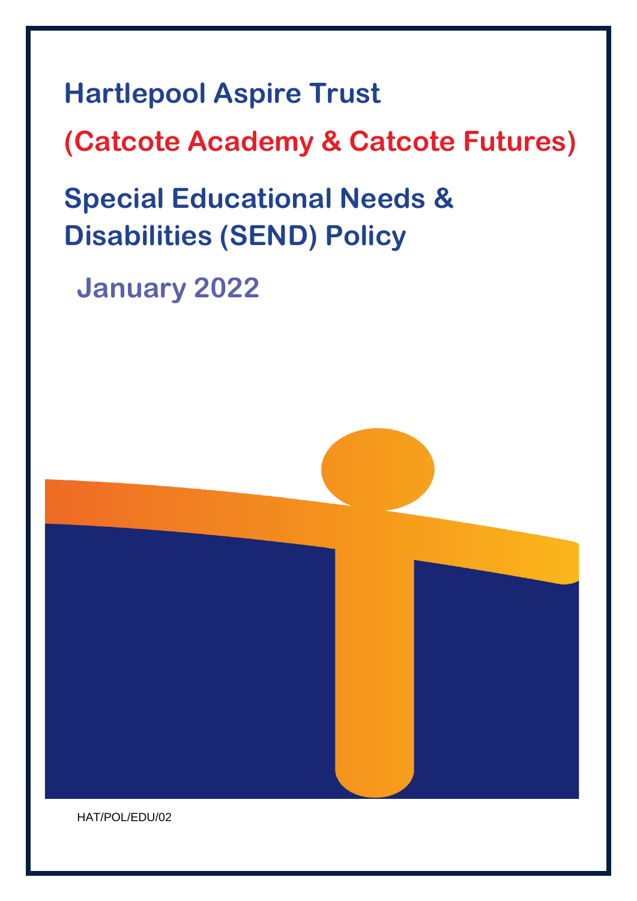# Hartlepool Aspire Trust

## (Catcote Academy & Catcote Futures)

# Special Educational Needs & Disabilities (SEND) Policy

## January 2022

HAT/POL/EDU/02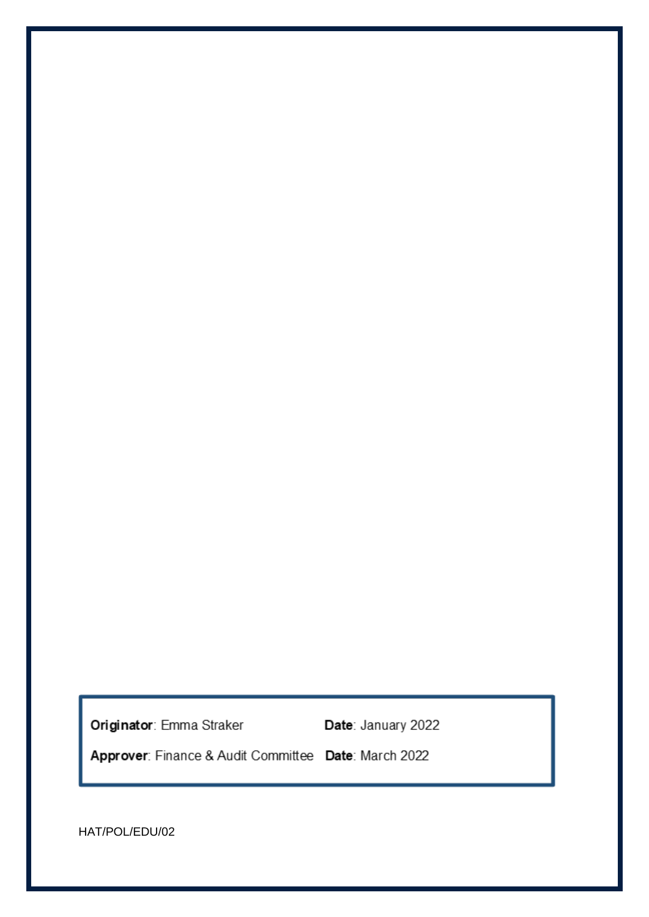| **Originator**: Emma Straker | **Date**: January 2022 |
| --- | --- |
| **Approver**: Finance & Audit Committee | **Date**: March 2022 |

HAT/POL/EDU/02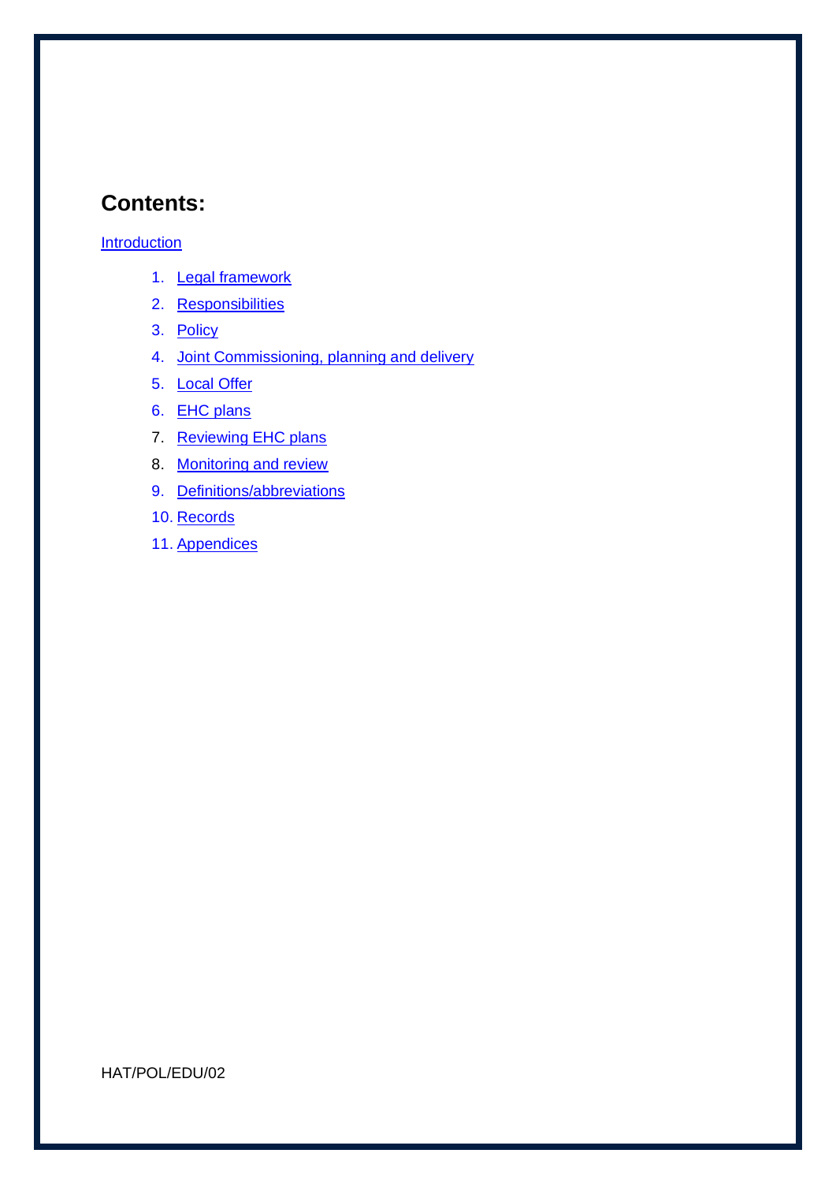## Contents:

[Introduction]

1. [Legal framework]
2. [Responsibilities]
3. [Policy]
4. [Joint Commissioning, planning and delivery]
5. [Local Offer]
6. [EHC plans]
7. [Reviewing EHC plans]
8. [Monitoring and review]
9. [Definitions/abbreviations]
10. [Records]
11. [Appendices]

HAT/POL/EDU/02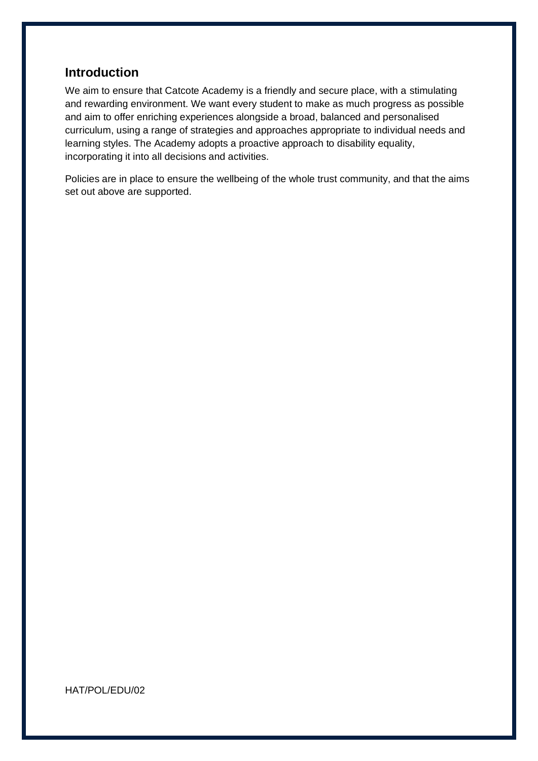## Introduction

We aim to ensure that Catcote Academy is a friendly and secure place, with a stimulating and rewarding environment. We want every student to make as much progress as possible and aim to offer enriching experiences alongside a broad, balanced and personalised curriculum, using a range of strategies and approaches appropriate to individual needs and learning styles. The Academy adopts a proactive approach to disability equality, incorporating it into all decisions and activities.

Policies are in place to ensure the wellbeing of the whole trust community, and that the aims set out above are supported.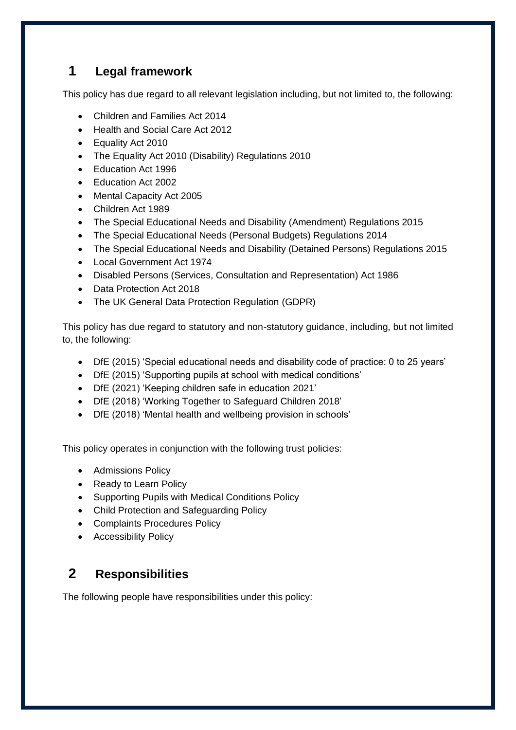## 1 Legal framework

This policy has due regard to all relevant legislation including, but not limited to, the following:

- Children and Families Act 2014
- Health and Social Care Act 2012
- Equality Act 2010
- The Equality Act 2010 (Disability) Regulations 2010
- Education Act 1996
- Education Act 2002
- Mental Capacity Act 2005
- Children Act 1989
- The Special Educational Needs and Disability (Amendment) Regulations 2015
- The Special Educational Needs (Personal Budgets) Regulations 2014
- The Special Educational Needs and Disability (Detained Persons) Regulations 2015
- Local Government Act 1974
- Disabled Persons (Services, Consultation and Representation) Act 1986
- Data Protection Act 2018
- The UK General Data Protection Regulation (GDPR)

This policy has due regard to statutory and non-statutory guidance, including, but not limited to, the following:

- DfE (2015) 'Special educational needs and disability code of practice: 0 to 25 years'
- DfE (2015) 'Supporting pupils at school with medical conditions'
- DfE (2021) 'Keeping children safe in education 2021'
- DfE (2018) 'Working Together to Safeguard Children 2018'
- DfE (2018) 'Mental health and wellbeing provision in schools'

This policy operates in conjunction with the following trust policies:

- Admissions Policy
- Ready to Learn Policy
- Supporting Pupils with Medical Conditions Policy
- Child Protection and Safeguarding Policy
- Complaints Procedures Policy
- Accessibility Policy

## 2 Responsibilities

The following people have responsibilities under this policy: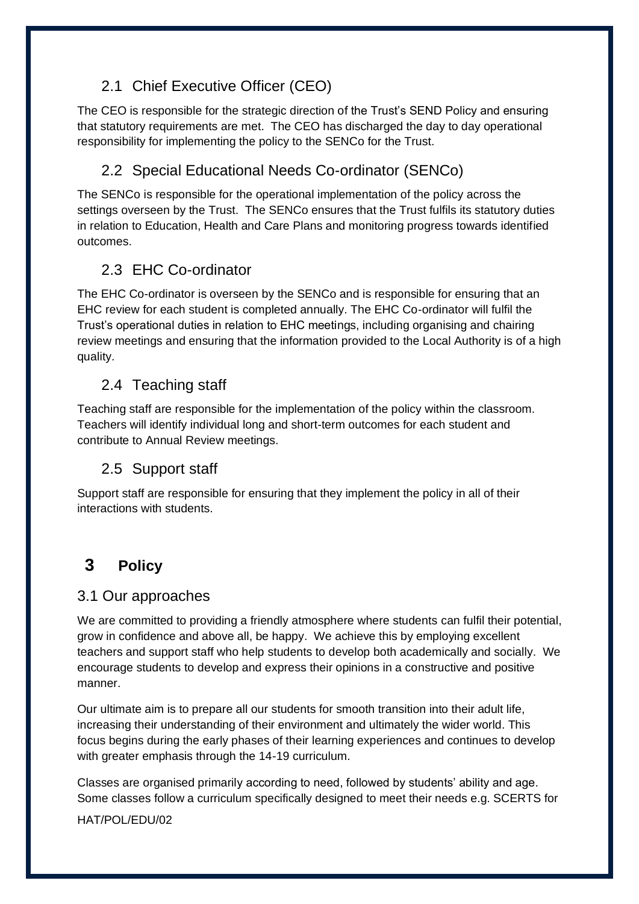### 2.1 Chief Executive Officer (CEO)

The CEO is responsible for the strategic direction of the Trust's SEND Policy and ensuring that statutory requirements are met. The CEO has discharged the day to day operational responsibility for implementing the policy to the SENCo for the Trust.

### 2.2 Special Educational Needs Co-ordinator (SENCo)

The SENCo is responsible for the operational implementation of the policy across the settings overseen by the Trust. The SENCo ensures that the Trust fulfils its statutory duties in relation to Education, Health and Care Plans and monitoring progress towards identified outcomes.

### 2.3 EHC Co-ordinator

The EHC Co-ordinator is overseen by the SENCo and is responsible for ensuring that an EHC review for each student is completed annually. The EHC Co-ordinator will fulfil the Trust's operational duties in relation to EHC meetings, including organising and chairing review meetings and ensuring that the information provided to the Local Authority is of a high quality.

### 2.4 Teaching staff

Teaching staff are responsible for the implementation of the policy within the classroom. Teachers will identify individual long and short-term outcomes for each student and contribute to Annual Review meetings.

### 2.5 Support staff

Support staff are responsible for ensuring that they implement the policy in all of their interactions with students.

## 3 Policy

### 3.1 Our approaches

We are committed to providing a friendly atmosphere where students can fulfil their potential, grow in confidence and above all, be happy. We achieve this by employing excellent teachers and support staff who help students to develop both academically and socially. We encourage students to develop and express their opinions in a constructive and positive manner.

Our ultimate aim is to prepare all our students for smooth transition into their adult life, increasing their understanding of their environment and ultimately the wider world. This focus begins during the early phases of their learning experiences and continues to develop with greater emphasis through the 14-19 curriculum.

Classes are organised primarily according to need, followed by students' ability and age. Some classes follow a curriculum specifically designed to meet their needs e.g. SCERTS for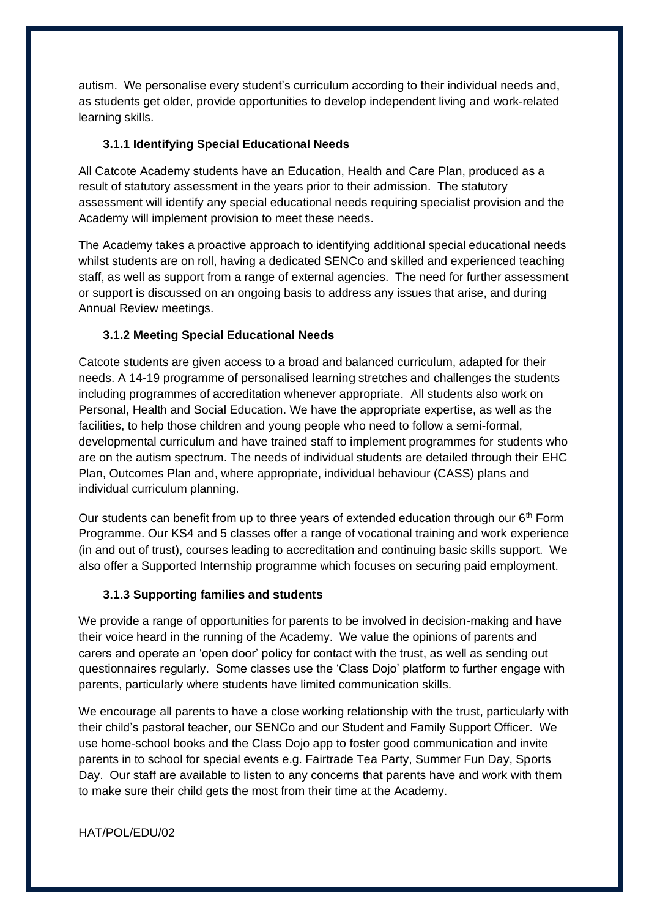autism. We personalise every student's curriculum according to their individual needs and, as students get older, provide opportunities to develop independent living and work-related learning skills.

### 3.1.1 Identifying Special Educational Needs

All Catcote Academy students have an Education, Health and Care Plan, produced as a result of statutory assessment in the years prior to their admission. The statutory assessment will identify any special educational needs requiring specialist provision and the Academy will implement provision to meet these needs.

The Academy takes a proactive approach to identifying additional special educational needs whilst students are on roll, having a dedicated SENCo and skilled and experienced teaching staff, as well as support from a range of external agencies. The need for further assessment or support is discussed on an ongoing basis to address any issues that arise, and during Annual Review meetings.

### 3.1.2 Meeting Special Educational Needs

Catcote students are given access to a broad and balanced curriculum, adapted for their needs. A 14-19 programme of personalised learning stretches and challenges the students including programmes of accreditation whenever appropriate. All students also work on Personal, Health and Social Education. We have the appropriate expertise, as well as the facilities, to help those children and young people who need to follow a semi-formal, developmental curriculum and have trained staff to implement programmes for students who are on the autism spectrum. The needs of individual students are detailed through their EHC Plan, Outcomes Plan and, where appropriate, individual behaviour (CASS) plans and individual curriculum planning.

Our students can benefit from up to three years of extended education through our 6th Form Programme. Our KS4 and 5 classes offer a range of vocational training and work experience (in and out of trust), courses leading to accreditation and continuing basic skills support. We also offer a Supported Internship programme which focuses on securing paid employment.

### 3.1.3 Supporting families and students

We provide a range of opportunities for parents to be involved in decision-making and have their voice heard in the running of the Academy. We value the opinions of parents and carers and operate an 'open door' policy for contact with the trust, as well as sending out questionnaires regularly. Some classes use the 'Class Dojo' platform to further engage with parents, particularly where students have limited communication skills.

We encourage all parents to have a close working relationship with the trust, particularly with their child's pastoral teacher, our SENCo and our Student and Family Support Officer. We use home-school books and the Class Dojo app to foster good communication and invite parents in to school for special events e.g. Fairtrade Tea Party, Summer Fun Day, Sports Day. Our staff are available to listen to any concerns that parents have and work with them to make sure their child gets the most from their time at the Academy.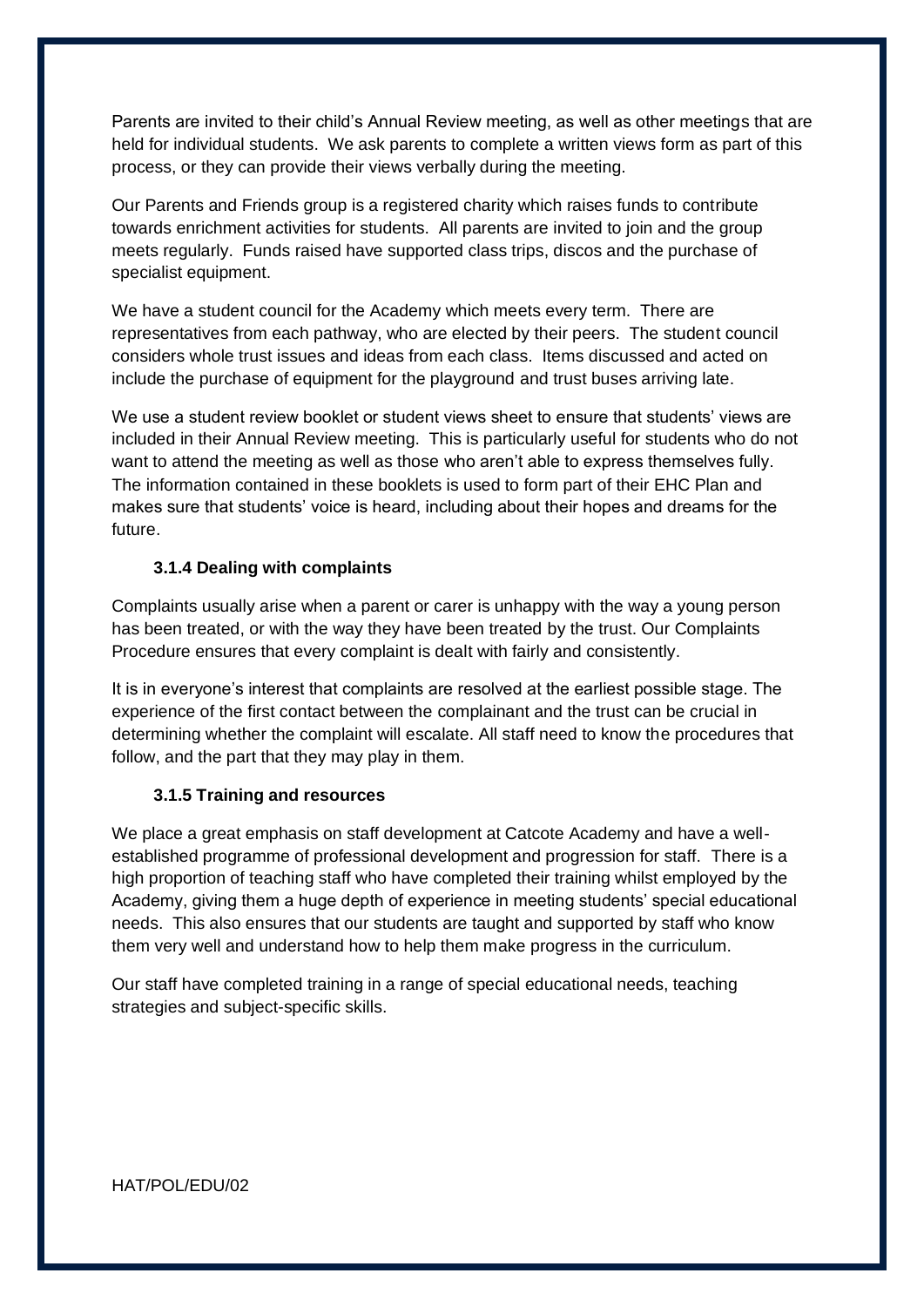Parents are invited to their child's Annual Review meeting, as well as other meetings that are held for individual students. We ask parents to complete a written views form as part of this process, or they can provide their views verbally during the meeting.

Our Parents and Friends group is a registered charity which raises funds to contribute towards enrichment activities for students. All parents are invited to join and the group meets regularly. Funds raised have supported class trips, discos and the purchase of specialist equipment.

We have a student council for the Academy which meets every term. There are representatives from each pathway, who are elected by their peers. The student council considers whole trust issues and ideas from each class. Items discussed and acted on include the purchase of equipment for the playground and trust buses arriving late.

We use a student review booklet or student views sheet to ensure that students' views are included in their Annual Review meeting. This is particularly useful for students who do not want to attend the meeting as well as those who aren't able to express themselves fully. The information contained in these booklets is used to form part of their EHC Plan and makes sure that students' voice is heard, including about their hopes and dreams for the future.

#### 3.1.4 Dealing with complaints

Complaints usually arise when a parent or carer is unhappy with the way a young person has been treated, or with the way they have been treated by the trust. Our Complaints Procedure ensures that every complaint is dealt with fairly and consistently.

It is in everyone's interest that complaints are resolved at the earliest possible stage. The experience of the first contact between the complainant and the trust can be crucial in determining whether the complaint will escalate. All staff need to know the procedures that follow, and the part that they may play in them.

#### 3.1.5 Training and resources

We place a great emphasis on staff development at Catcote Academy and have a well-established programme of professional development and progression for staff. There is a high proportion of teaching staff who have completed their training whilst employed by the Academy, giving them a huge depth of experience in meeting students' special educational needs. This also ensures that our students are taught and supported by staff who know them very well and understand how to help them make progress in the curriculum.

Our staff have completed training in a range of special educational needs, teaching strategies and subject-specific skills.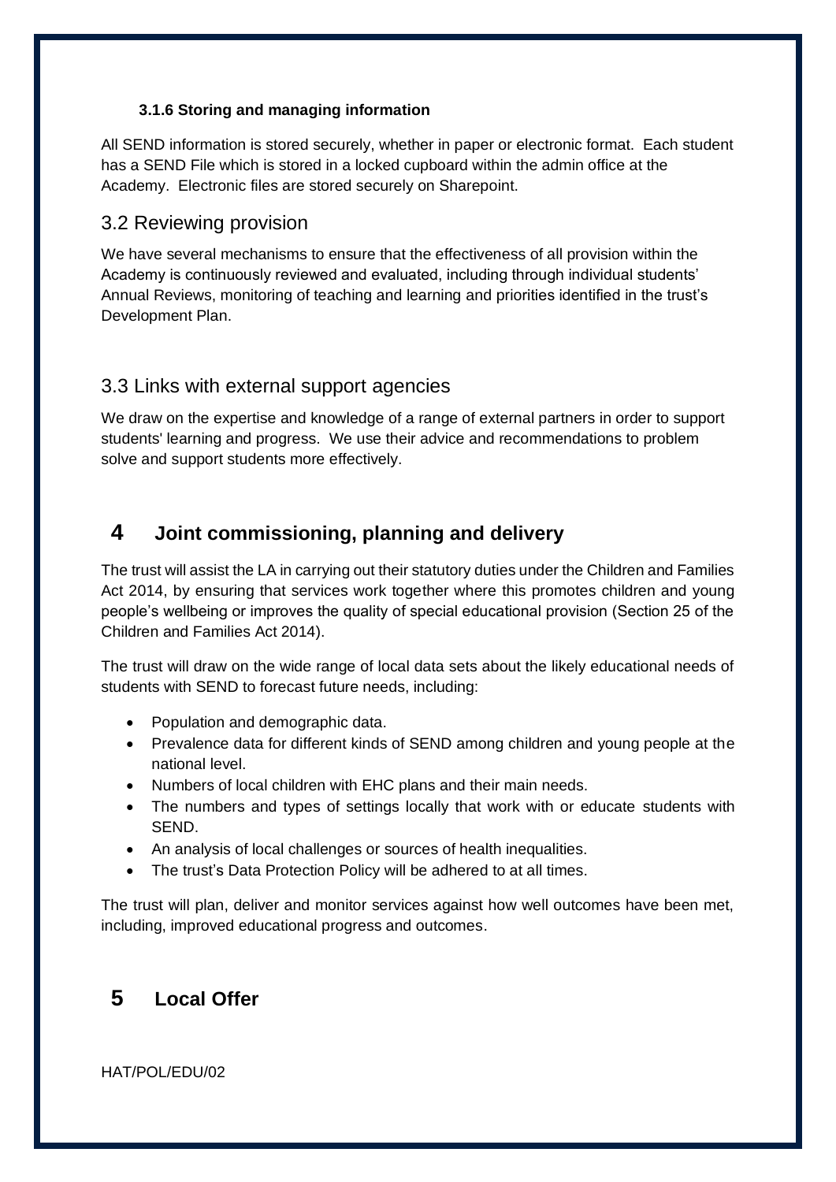#### 3.1.6 Storing and managing information

All SEND information is stored securely, whether in paper or electronic format. Each student has a SEND File which is stored in a locked cupboard within the admin office at the Academy. Electronic files are stored securely on Sharepoint.

### 3.2 Reviewing provision

We have several mechanisms to ensure that the effectiveness of all provision within the Academy is continuously reviewed and evaluated, including through individual students' Annual Reviews, monitoring of teaching and learning and priorities identified in the trust's Development Plan.

### 3.3 Links with external support agencies

We draw on the expertise and knowledge of a range of external partners in order to support students' learning and progress. We use their advice and recommendations to problem solve and support students more effectively.

## 4 Joint commissioning, planning and delivery

The trust will assist the LA in carrying out their statutory duties under the Children and Families Act 2014, by ensuring that services work together where this promotes children and young people's wellbeing or improves the quality of special educational provision (Section 25 of the Children and Families Act 2014).

The trust will draw on the wide range of local data sets about the likely educational needs of students with SEND to forecast future needs, including:

- Population and demographic data.
- Prevalence data for different kinds of SEND among children and young people at the national level.
- Numbers of local children with EHC plans and their main needs.
- The numbers and types of settings locally that work with or educate students with SEND.
- An analysis of local challenges or sources of health inequalities.
- The trust's Data Protection Policy will be adhered to at all times.

The trust will plan, deliver and monitor services against how well outcomes have been met, including, improved educational progress and outcomes.

## 5 Local Offer

HAT/POL/EDU/02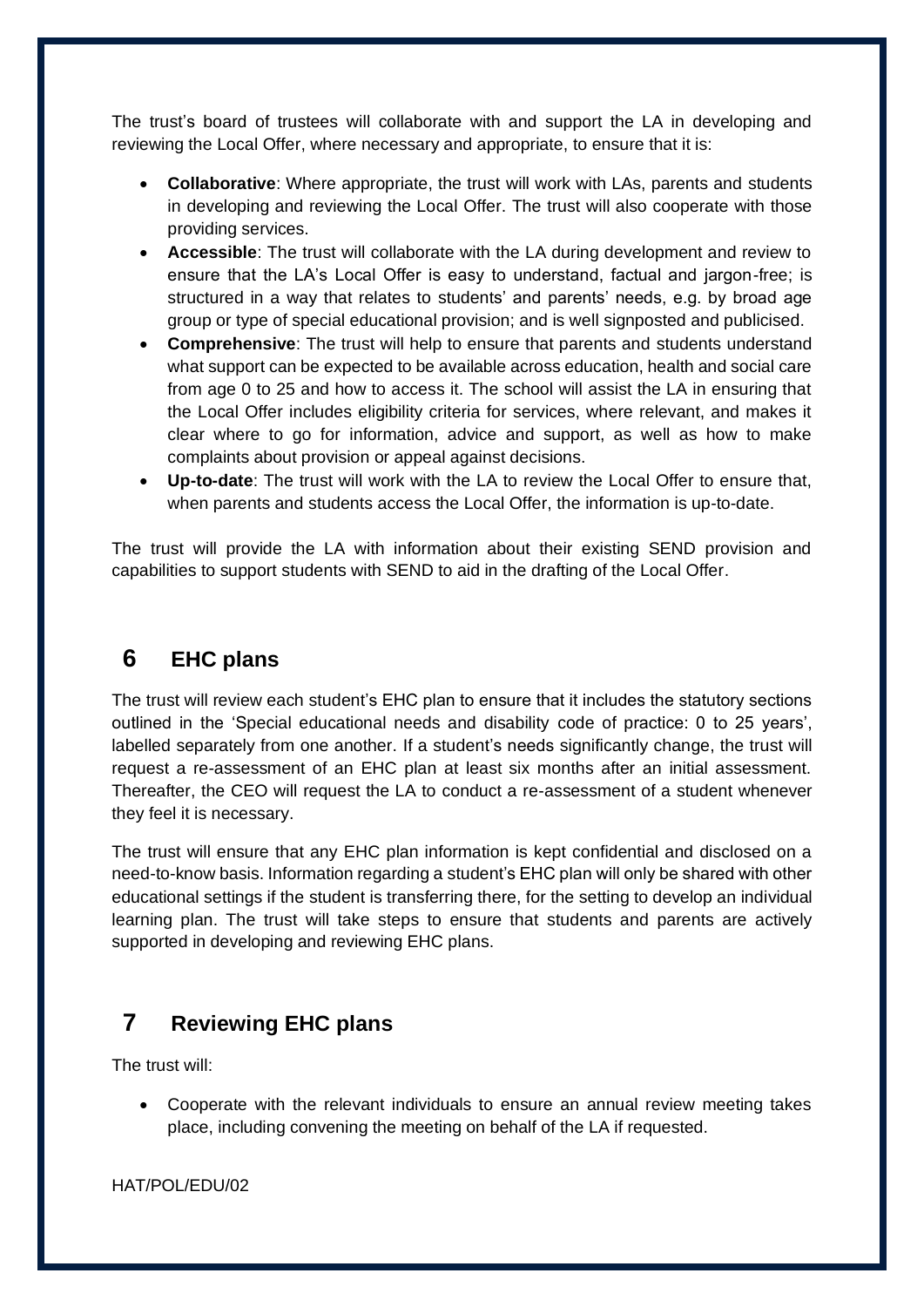The trust's board of trustees will collaborate with and support the LA in developing and reviewing the Local Offer, where necessary and appropriate, to ensure that it is:

- **Collaborative**: Where appropriate, the trust will work with LAs, parents and students in developing and reviewing the Local Offer. The trust will also cooperate with those providing services.
- **Accessible**: The trust will collaborate with the LA during development and review to ensure that the LA's Local Offer is easy to understand, factual and jargon-free; is structured in a way that relates to students' and parents' needs, e.g. by broad age group or type of special educational provision; and is well signposted and publicised.
- **Comprehensive**: The trust will help to ensure that parents and students understand what support can be expected to be available across education, health and social care from age 0 to 25 and how to access it. The school will assist the LA in ensuring that the Local Offer includes eligibility criteria for services, where relevant, and makes it clear where to go for information, advice and support, as well as how to make complaints about provision or appeal against decisions.
- **Up-to-date**: The trust will work with the LA to review the Local Offer to ensure that, when parents and students access the Local Offer, the information is up-to-date.

The trust will provide the LA with information about their existing SEND provision and capabilities to support students with SEND to aid in the drafting of the Local Offer.

## 6 EHC plans

The trust will review each student's EHC plan to ensure that it includes the statutory sections outlined in the 'Special educational needs and disability code of practice: 0 to 25 years', labelled separately from one another. If a student's needs significantly change, the trust will request a re-assessment of an EHC plan at least six months after an initial assessment. Thereafter, the CEO will request the LA to conduct a re-assessment of a student whenever they feel it is necessary.

The trust will ensure that any EHC plan information is kept confidential and disclosed on a need-to-know basis. Information regarding a student's EHC plan will only be shared with other educational settings if the student is transferring there, for the setting to develop an individual learning plan. The trust will take steps to ensure that students and parents are actively supported in developing and reviewing EHC plans.

## 7 Reviewing EHC plans

The trust will:

- Cooperate with the relevant individuals to ensure an annual review meeting takes place, including convening the meeting on behalf of the LA if requested.

HAT/POL/EDU/02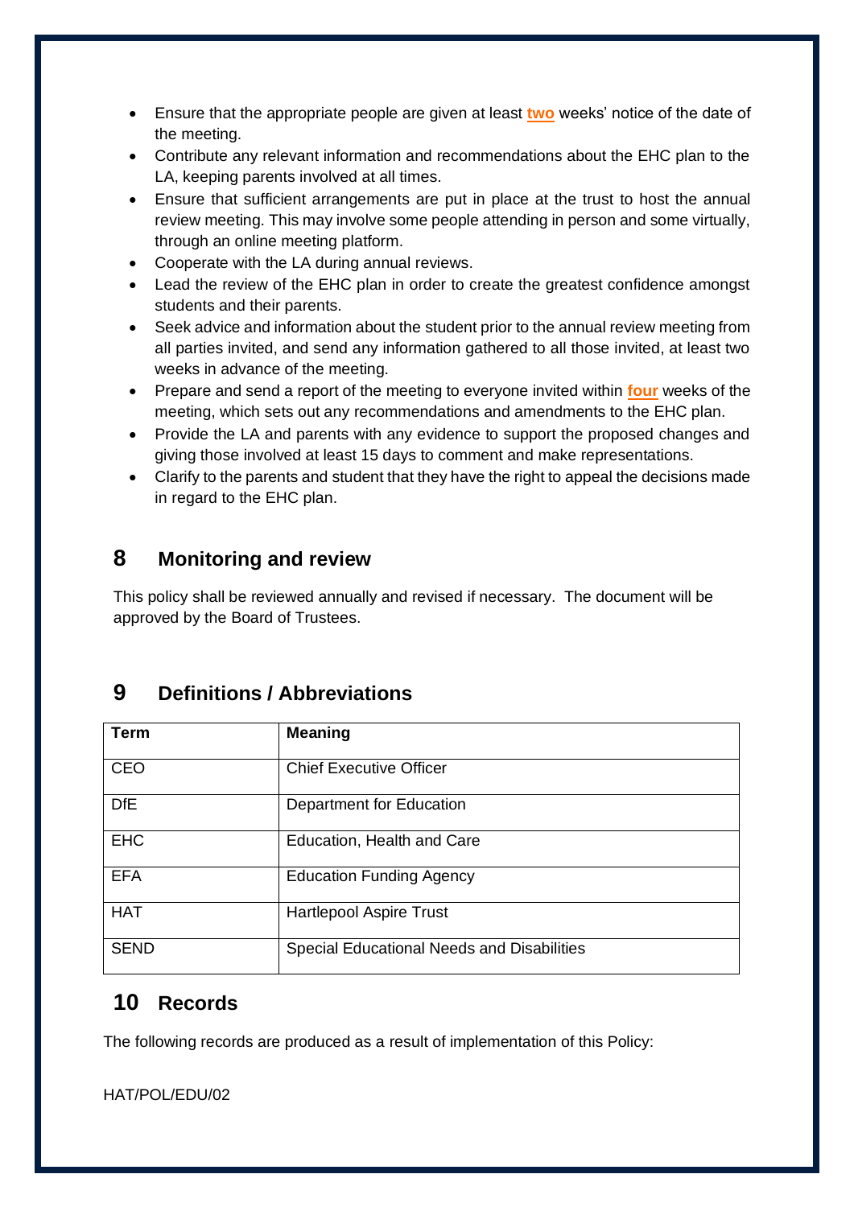- Ensure that the appropriate people are given at least **two** weeks' notice of the date of the meeting.
- Contribute any relevant information and recommendations about the EHC plan to the LA, keeping parents involved at all times.
- Ensure that sufficient arrangements are put in place at the trust to host the annual review meeting. This may involve some people attending in person and some virtually, through an online meeting platform.
- Cooperate with the LA during annual reviews.
- Lead the review of the EHC plan in order to create the greatest confidence amongst students and their parents.
- Seek advice and information about the student prior to the annual review meeting from all parties invited, and send any information gathered to all those invited, at least two weeks in advance of the meeting.
- Prepare and send a report of the meeting to everyone invited within **four** weeks of the meeting, which sets out any recommendations and amendments to the EHC plan.
- Provide the LA and parents with any evidence to support the proposed changes and giving those involved at least 15 days to comment and make representations.
- Clarify to the parents and student that they have the right to appeal the decisions made in regard to the EHC plan.

## 8 Monitoring and review

This policy shall be reviewed annually and revised if necessary. The document will be approved by the Board of Trustees.

## 9 Definitions / Abbreviations

| Term | Meaning |
|---|---|
| CEO | Chief Executive Officer |
| DfE | Department for Education |
| EHC | Education, Health and Care |
| EFA | Education Funding Agency |
| HAT | Hartlepool Aspire Trust |
| SEND | Special Educational Needs and Disabilities |

## 10 Records

The following records are produced as a result of implementation of this Policy: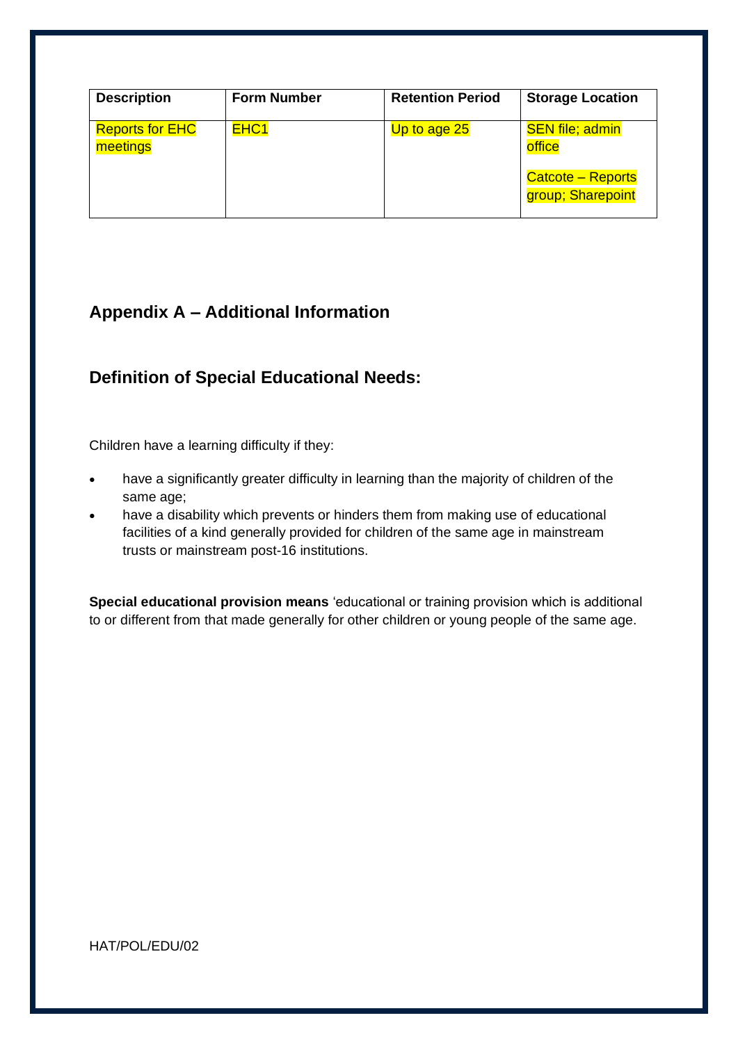| Description | Form Number | Retention Period | Storage Location |
| --- | --- | --- | --- |
| Reports for EHC meetings | EHC1 | Up to age 25 | SEN file; admin office<br><br>Catcote – Reports group; Sharepoint |

## Appendix A – Additional Information

## Definition of Special Educational Needs:

Children have a learning difficulty if they:

- have a significantly greater difficulty in learning than the majority of children of the same age;
- have a disability which prevents or hinders them from making use of educational facilities of a kind generally provided for children of the same age in mainstream trusts or mainstream post-16 institutions.

**Special educational provision means** 'educational or training provision which is additional to or different from that made generally for other children or young people of the same age.

HAT/POL/EDU/02